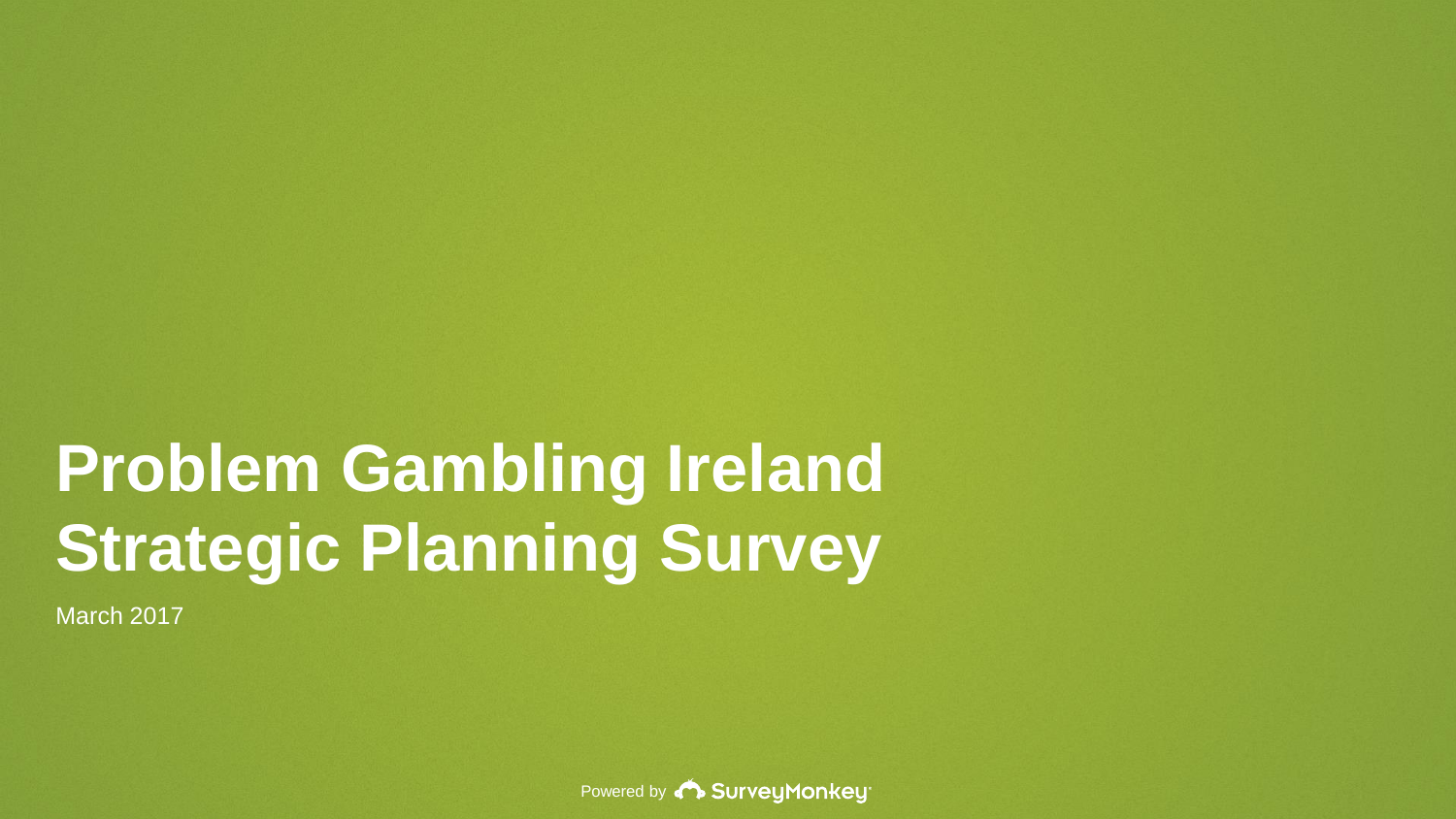# Problem Gambling Ireland Strategic Planning Survey

March 2017

Powered by SurveyMonkey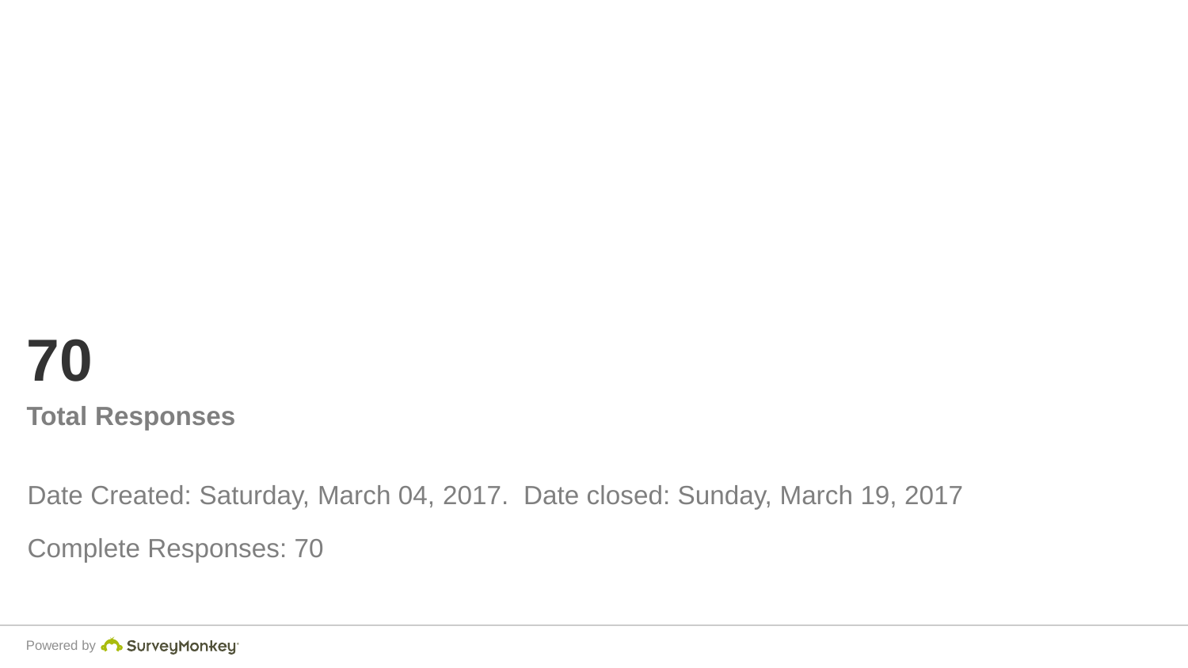# 70

**Total Responses**

Date Created: Saturday, March 04, 2017. Date closed: Sunday, March 19, 2017

Complete Responses: 70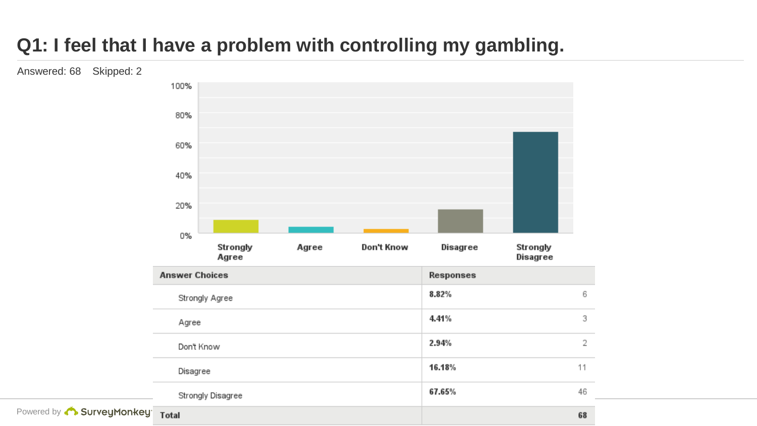## Q1: I feel that I have a problem with controlling my gambling.

Answered: 68 Skipped: 2

| Answer Choices | Responses | |
|---|---|---|
| Strongly Agree | 8.82% | 6 |
| Agree | 4.41% | 3 |
| Don't Know | 2.94% | 2 |
| Disagree | 16.18% | 11 |
| Strongly Disagree | 67.65% | 46 |
| Total | | 68 |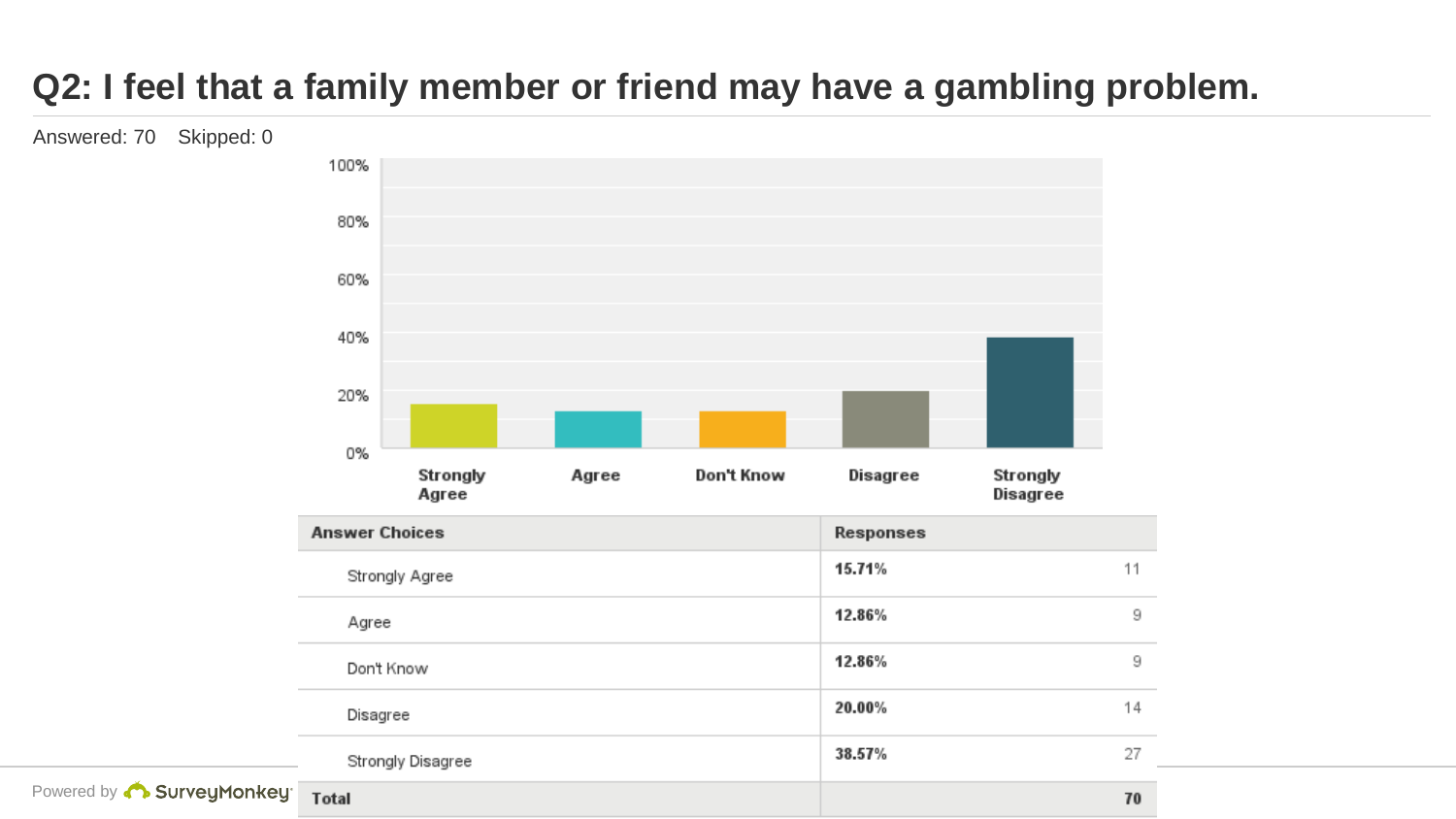# Q2: I feel that a family member or friend may have a gambling problem.

Answered: 70  Skipped: 0

| Answer Choices | Responses | |
|---|---|---|
| Strongly Agree | 15.71% | 11 |
| Agree | 12.86% | 9 |
| Don't Know | 12.86% | 9 |
| Disagree | 20.00% | 14 |
| Strongly Disagree | 38.57% | 27 |
| **Total** | | **70** |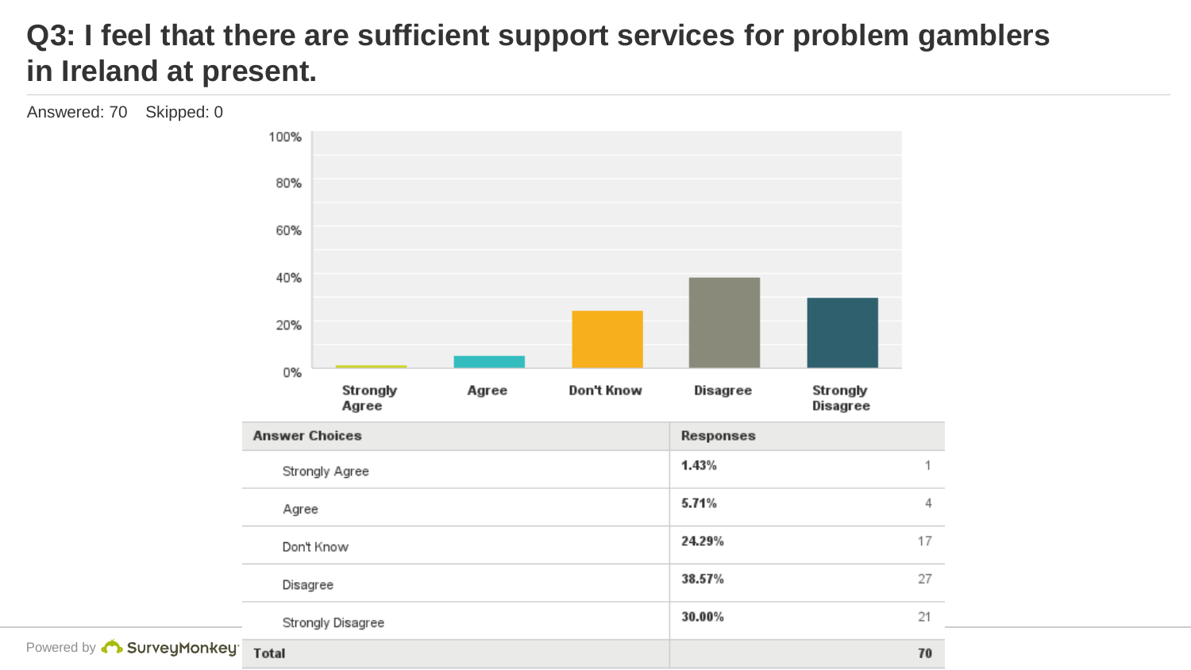# Q3: I feel that there are sufficient support services for problem gamblers in Ireland at present.

Answered: 70 Skipped: 0

| Answer Choices | Responses | |
|---|---|---|
| Strongly Agree | 1.43% | 1 |
| Agree | 5.71% | 4 |
| Don't Know | 24.29% | 17 |
| Disagree | 38.57% | 27 |
| Strongly Disagree | 30.00% | 21 |
| Total | | 70 |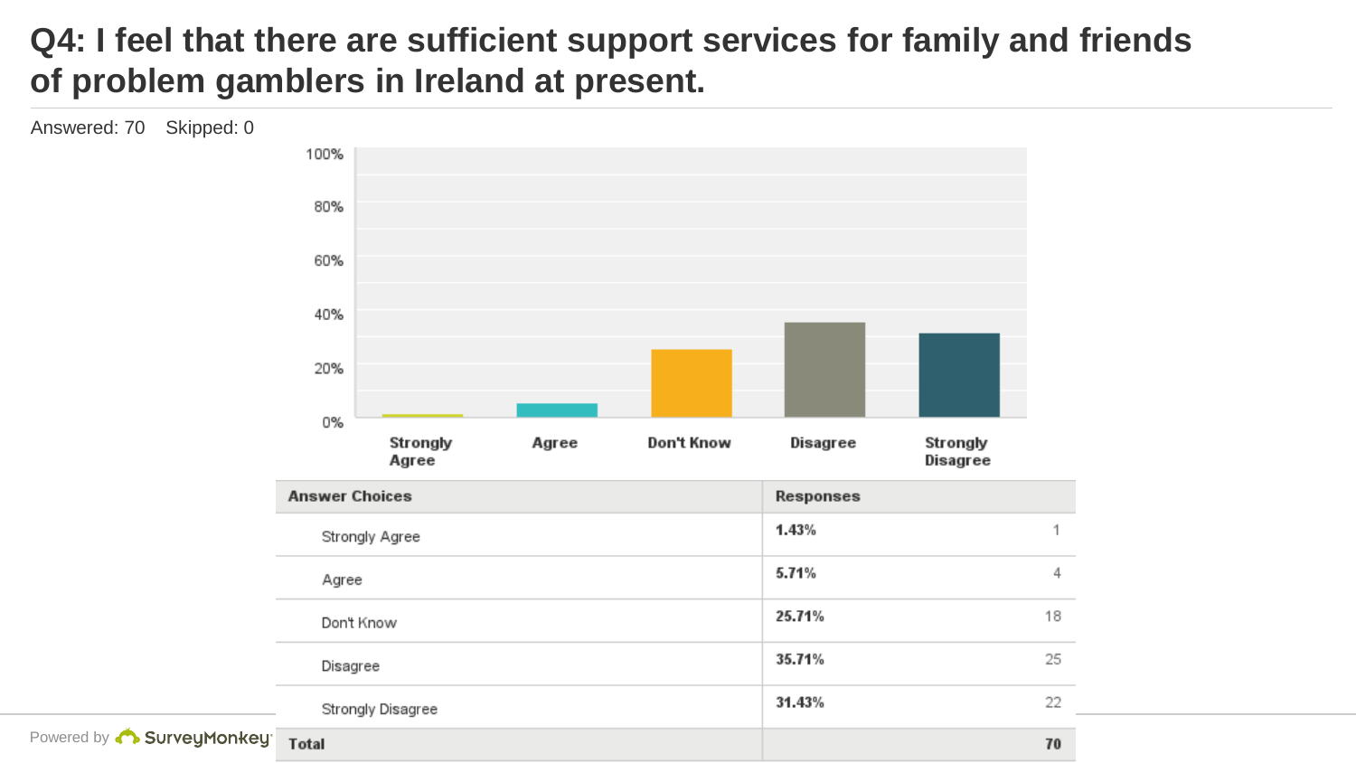# Q4: I feel that there are sufficient support services for family and friends of problem gamblers in Ireland at present.

Answered: 70 Skipped: 0

| Answer Choices | Responses | |
|---|---|---|
| Strongly Agree | 1.43% | 1 |
| Agree | 5.71% | 4 |
| Don't Know | 25.71% | 18 |
| Disagree | 35.71% | 25 |
| Strongly Disagree | 31.43% | 22 |
| **Total** | | **70** |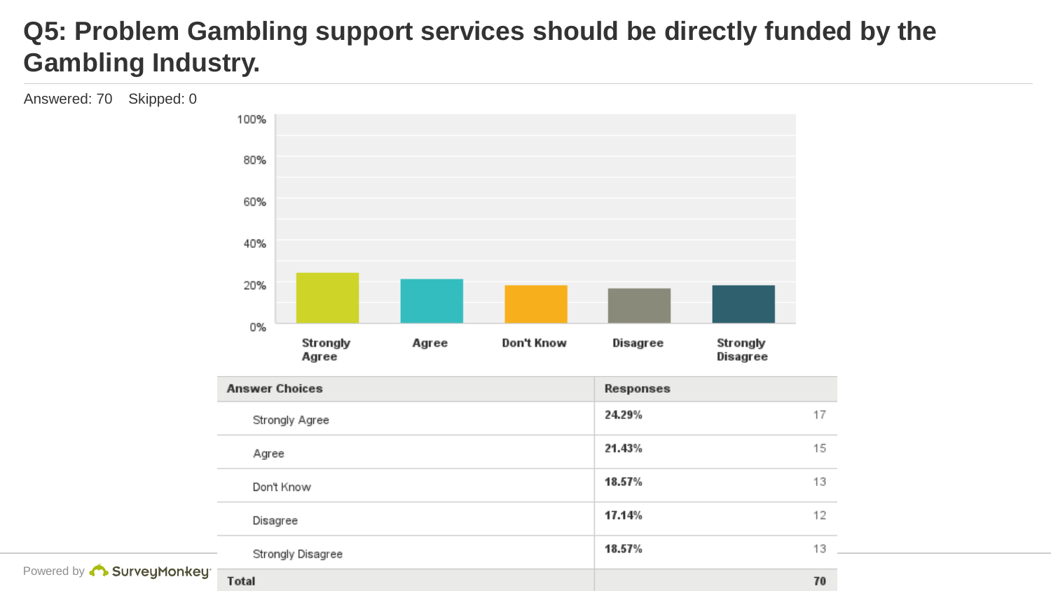# Q5: Problem Gambling support services should be directly funded by the Gambling Industry.

Answered: 70 Skipped: 0

| Answer Choices | Responses | |
|---|---|---|
| Strongly Agree | 24.29% | 17 |
| Agree | 21.43% | 15 |
| Don't Know | 18.57% | 13 |
| Disagree | 17.14% | 12 |
| Strongly Disagree | 18.57% | 13 |
| Total | | 70 |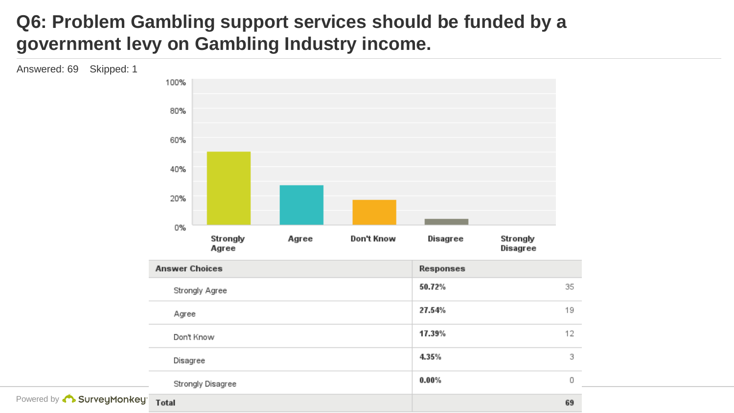# Q6: Problem Gambling support services should be funded by a government levy on Gambling Industry income.

Answered: 69 Skipped: 1

| Answer Choices | Responses | |
|---|---|---|
| Strongly Agree | 50.72% | 35 |
| Agree | 27.54% | 19 |
| Don't Know | 17.39% | 12 |
| Disagree | 4.35% | 3 |
| Strongly Disagree | 0.00% | 0 |
| Total | | 69 |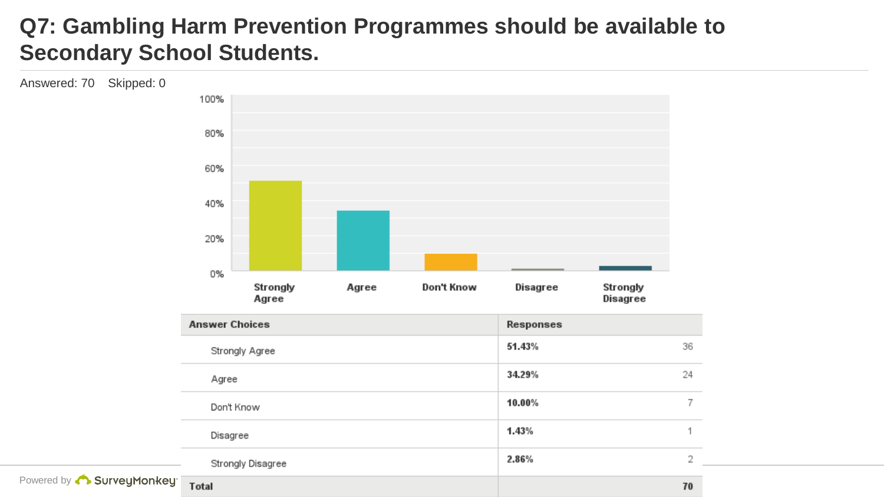# Q7: Gambling Harm Prevention Programmes should be available to Secondary School Students.

Answered: 70 Skipped: 0

| Answer Choices | Responses | |
|---|---|---|
| Strongly Agree | 51.43% | 36 |
| Agree | 34.29% | 24 |
| Don't Know | 10.00% | 7 |
| Disagree | 1.43% | 1 |
| Strongly Disagree | 2.86% | 2 |
| Total | | 70 |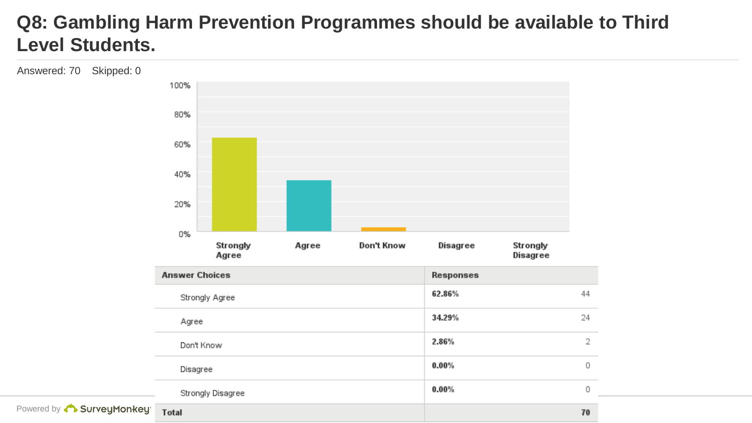# Q8: Gambling Harm Prevention Programmes should be available to Third Level Students.

Answered: 70 Skipped: 0

| Answer Choices | Responses | |
|---|---|---|
| Strongly Agree | 62.86% | 44 |
| Agree | 34.29% | 24 |
| Don't Know | 2.86% | 2 |
| Disagree | 0.00% | 0 |
| Strongly Disagree | 0.00% | 0 |
| Total | | 70 |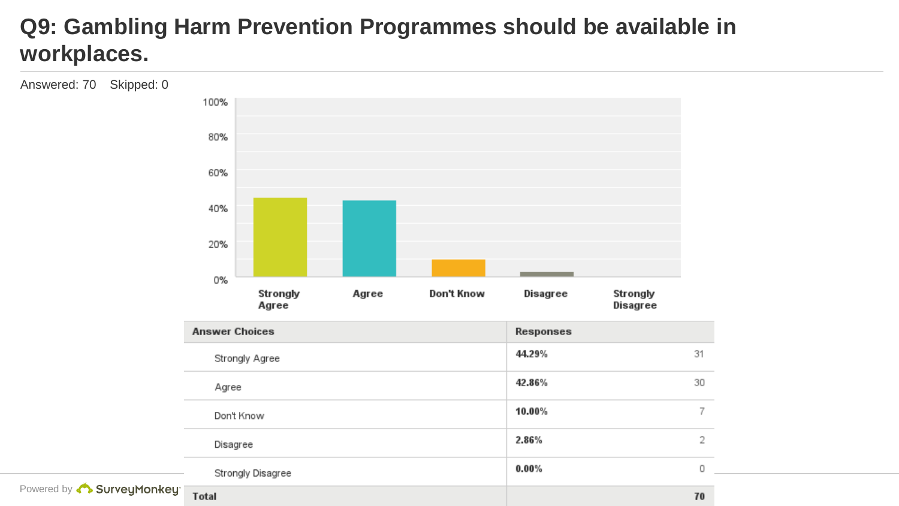# Q9: Gambling Harm Prevention Programmes should be available in workplaces.

Answered: 70 Skipped: 0

| Answer Choices | Responses | |
|---|---|---|
| Strongly Agree | 44.29% | 31 |
| Agree | 42.86% | 30 |
| Don't Know | 10.00% | 7 |
| Disagree | 2.86% | 2 |
| Strongly Disagree | 0.00% | 0 |
| Total | | 70 |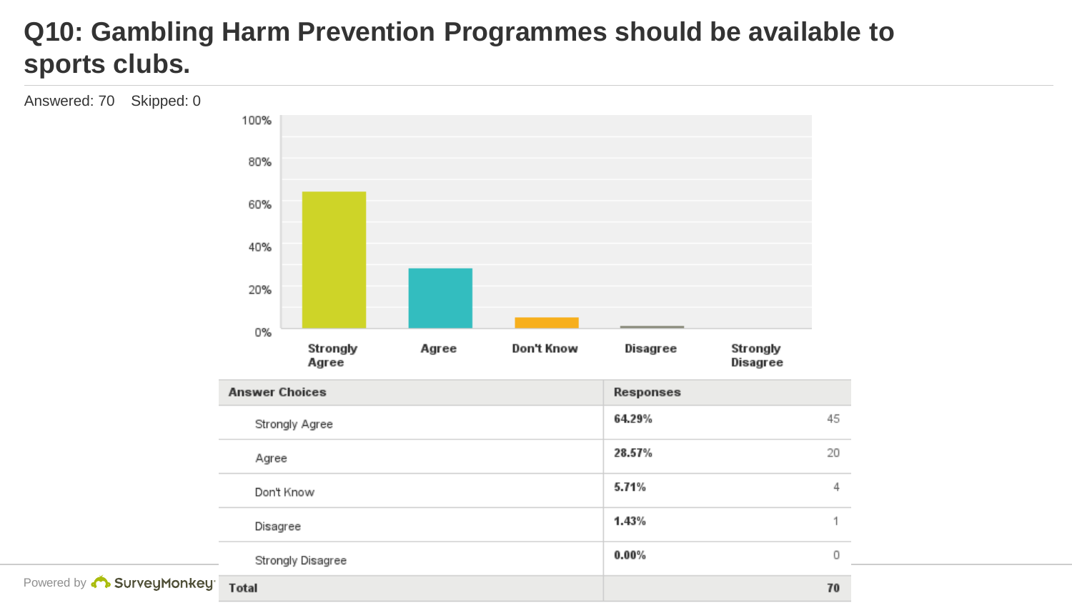# Q10: Gambling Harm Prevention Programmes should be available to sports clubs.

Answered: 70 Skipped: 0

| Answer Choices | Responses | |
|---|---|---|
| Strongly Agree | 64.29% | 45 |
| Agree | 28.57% | 20 |
| Don't Know | 5.71% | 4 |
| Disagree | 1.43% | 1 |
| Strongly Disagree | 0.00% | 0 |
| Total | | 70 |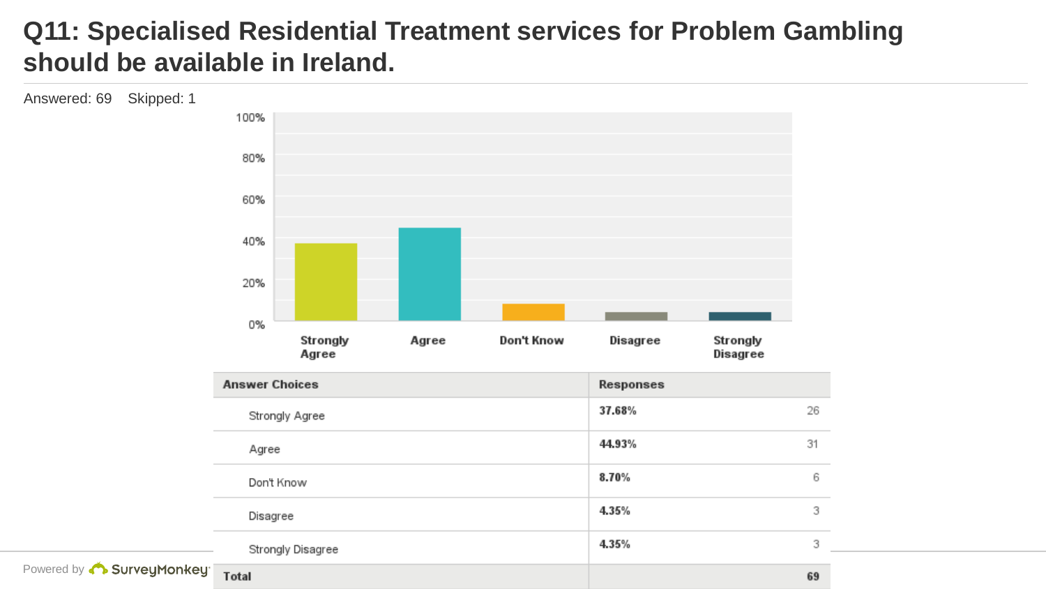# Q11: Specialised Residential Treatment services for Problem Gambling should be available in Ireland.

Answered: 69 Skipped: 1

| Answer Choices | Responses | |
|---|---|---|
| Strongly Agree | 37.68% | 26 |
| Agree | 44.93% | 31 |
| Don't Know | 8.70% | 6 |
| Disagree | 4.35% | 3 |
| Strongly Disagree | 4.35% | 3 |
| Total | | 69 |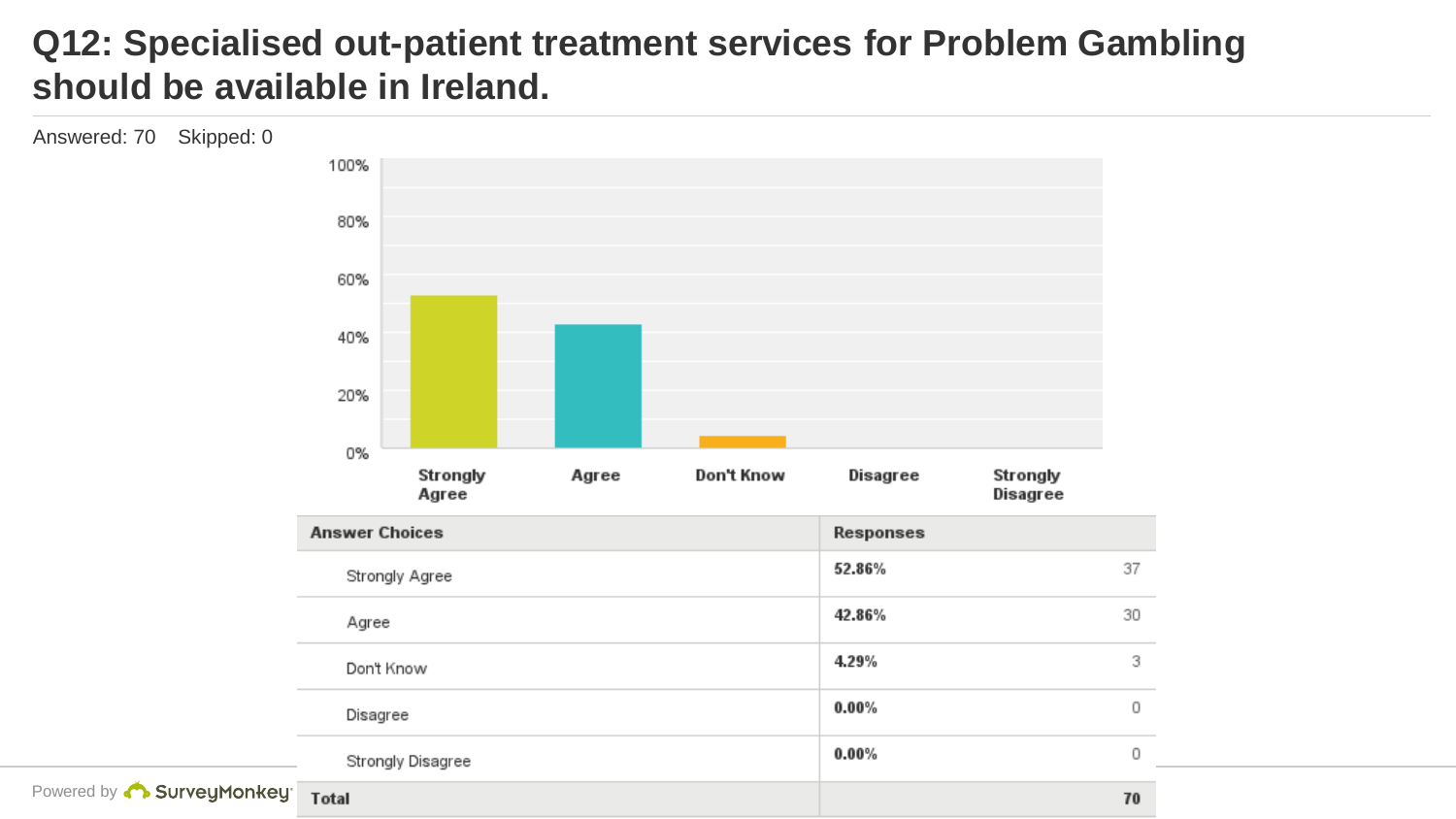# Q12: Specialised out-patient treatment services for Problem Gambling should be available in Ireland.

Answered: 70 Skipped: 0

| Answer Choices | Responses | |
|---|---|---|
| Strongly Agree | 52.86% | 37 |
| Agree | 42.86% | 30 |
| Don't Know | 4.29% | 3 |
| Disagree | 0.00% | 0 |
| Strongly Disagree | 0.00% | 0 |
| Total | | 70 |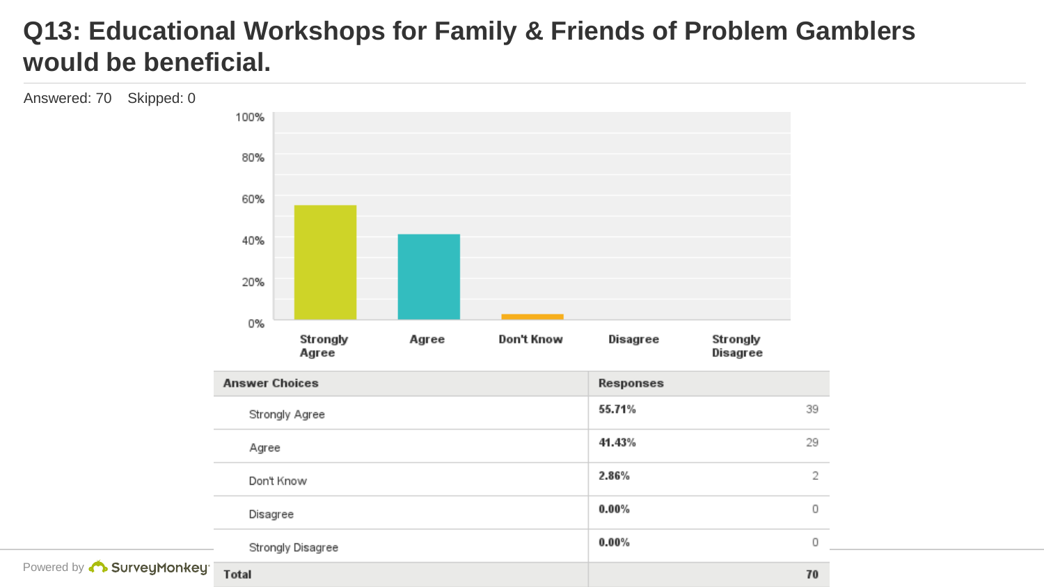# Q13: Educational Workshops for Family & Friends of Problem Gamblers would be beneficial.

Answered: 70 Skipped: 0

| Answer Choices | Responses | |
|---|---|---|
| Strongly Agree | 55.71% | 39 |
| Agree | 41.43% | 29 |
| Don't Know | 2.86% | 2 |
| Disagree | 0.00% | 0 |
| Strongly Disagree | 0.00% | 0 |
| **Total** | | **70** |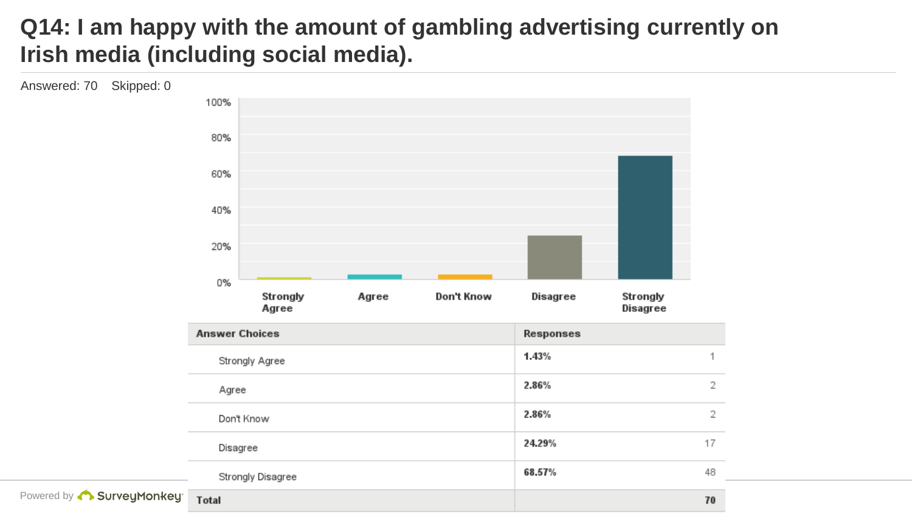# Q14: I am happy with the amount of gambling advertising currently on Irish media (including social media).

Answered: 70 Skipped: 0

| Answer Choices | Responses | |
|---|---|---|
| Strongly Agree | 1.43% | 1 |
| Agree | 2.86% | 2 |
| Don't Know | 2.86% | 2 |
| Disagree | 24.29% | 17 |
| Strongly Disagree | 68.57% | 48 |
| **Total** | | **70** |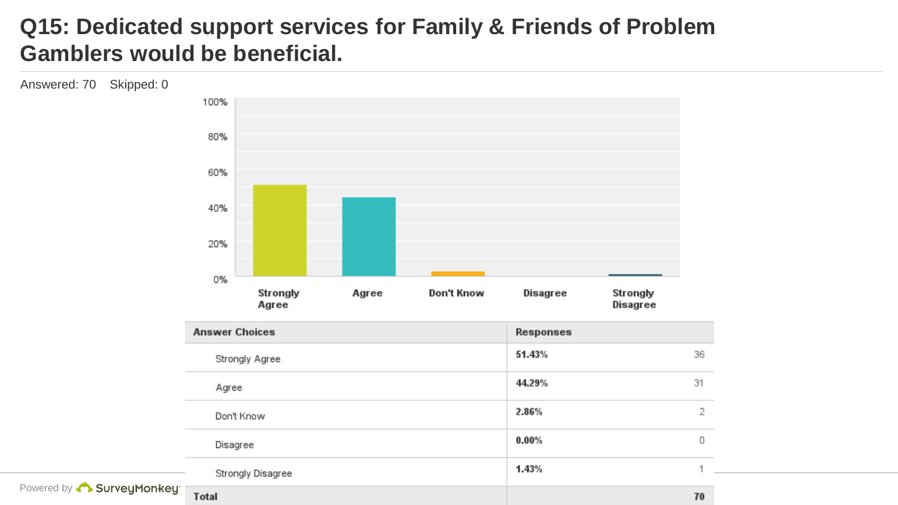# Q15: Dedicated support services for Family & Friends of Problem Gamblers would be beneficial.

Answered: 70 Skipped: 0

| Answer Choices | Responses | |
|---|---|---|
| Strongly Agree | 51.43% | 36 |
| Agree | 44.29% | 31 |
| Don't Know | 2.86% | 2 |
| Disagree | 0.00% | 0 |
| Strongly Disagree | 1.43% | 1 |
| Total | | 70 |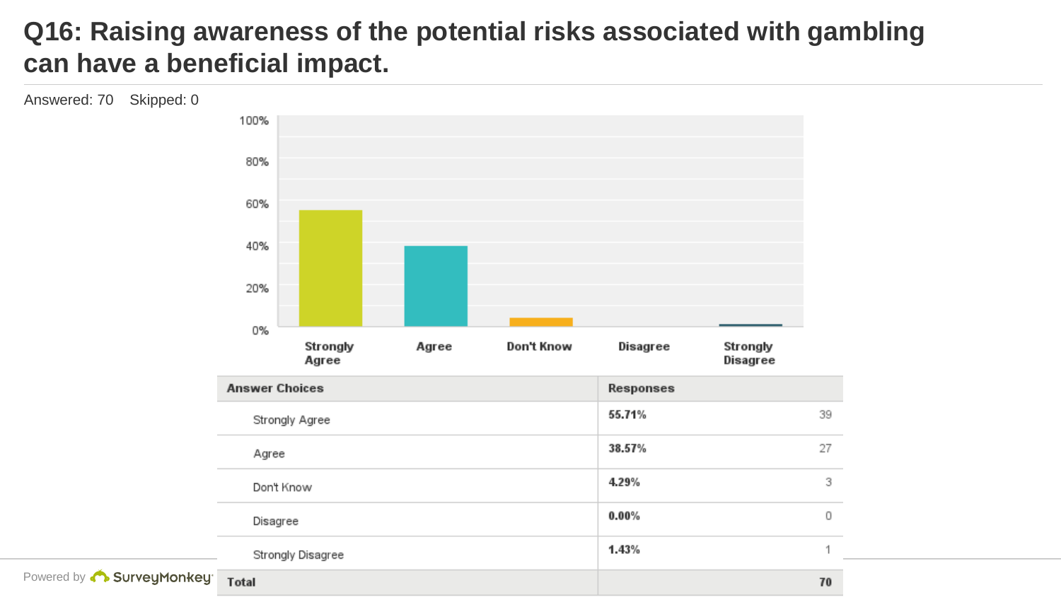# Q16: Raising awareness of the potential risks associated with gambling can have a beneficial impact.

Answered: 70 Skipped: 0

| Answer Choices | Responses | |
|---|---|---|
| Strongly Agree | 55.71% | 39 |
| Agree | 38.57% | 27 |
| Don't Know | 4.29% | 3 |
| Disagree | 0.00% | 0 |
| Strongly Disagree | 1.43% | 1 |
| Total | | 70 |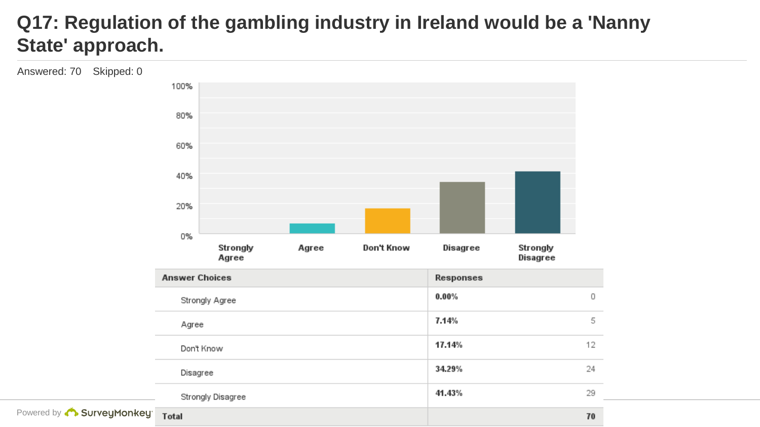# Q17: Regulation of the gambling industry in Ireland would be a 'Nanny State' approach.

Answered: 70 Skipped: 0

| Answer Choices | Responses | |
|---|---|---|
| Strongly Agree | 0.00% | 0 |
| Agree | 7.14% | 5 |
| Don't Know | 17.14% | 12 |
| Disagree | 34.29% | 24 |
| Strongly Disagree | 41.43% | 29 |
| **Total** | | **70** |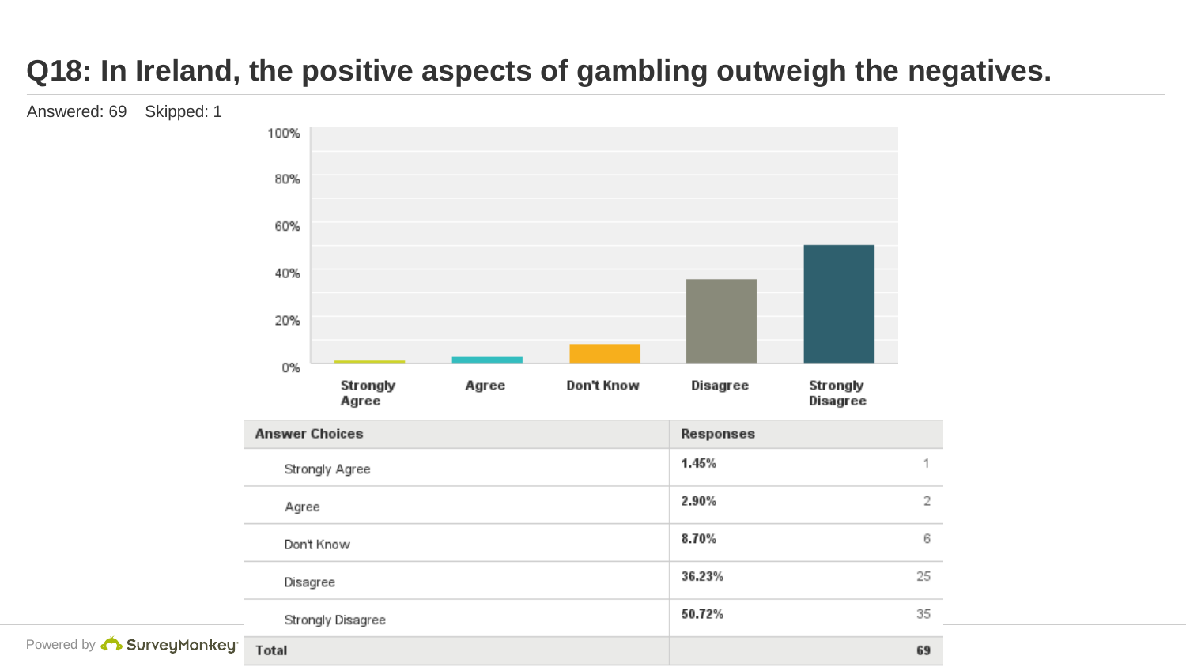# Q18: In Ireland, the positive aspects of gambling outweigh the negatives.

Answered: 69 Skipped: 1

| Answer Choices | Responses | |
|---|---|---|
| Strongly Agree | 1.45% | 1 |
| Agree | 2.90% | 2 |
| Don't Know | 8.70% | 6 |
| Disagree | 36.23% | 25 |
| Strongly Disagree | 50.72% | 35 |
| Total | | 69 |

Powered by SurveyMonkey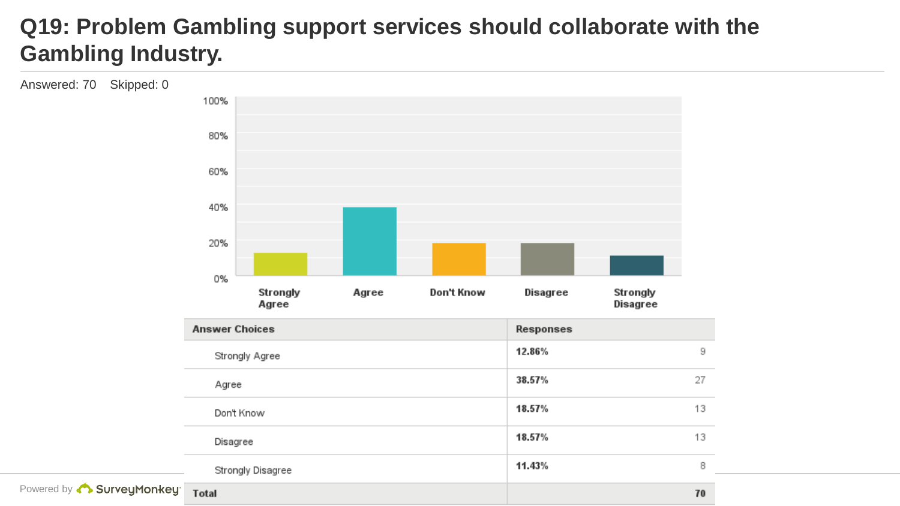# Q19: Problem Gambling support services should collaborate with the Gambling Industry.

Answered: 70 Skipped: 0

| Answer Choices | Responses | |
|---|---|---|
| Strongly Agree | 12.86% | 9 |
| Agree | 38.57% | 27 |
| Don't Know | 18.57% | 13 |
| Disagree | 18.57% | 13 |
| Strongly Disagree | 11.43% | 8 |
| **Total** | | **70** |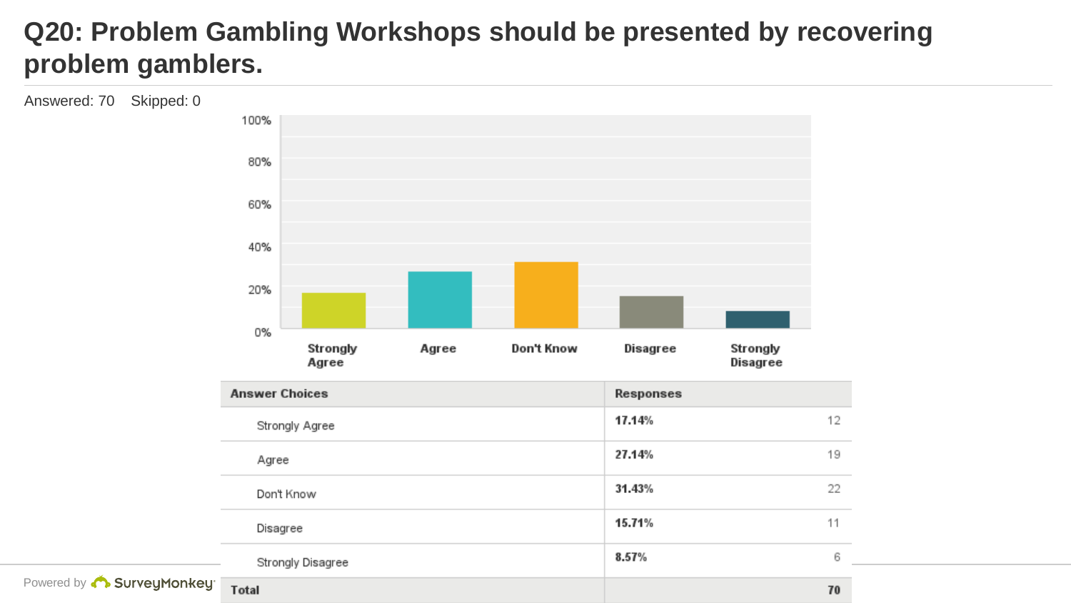# Q20: Problem Gambling Workshops should be presented by recovering problem gamblers.

Answered: 70 Skipped: 0

100%
80%
60%
40%
20%
0%

Strongly Agree
Agree
Don't Know
Disagree
Strongly Disagree

| Answer Choices | Responses | |
|---|---|---|
| Strongly Agree | **17.14%** | 12 |
| Agree | **27.14%** | 19 |
| Don't Know | **31.43%** | 22 |
| Disagree | **15.71%** | 11 |
| Strongly Disagree | **8.57%** | 6 |
| **Total** | | **70** |

Powered by SurveyMonkey